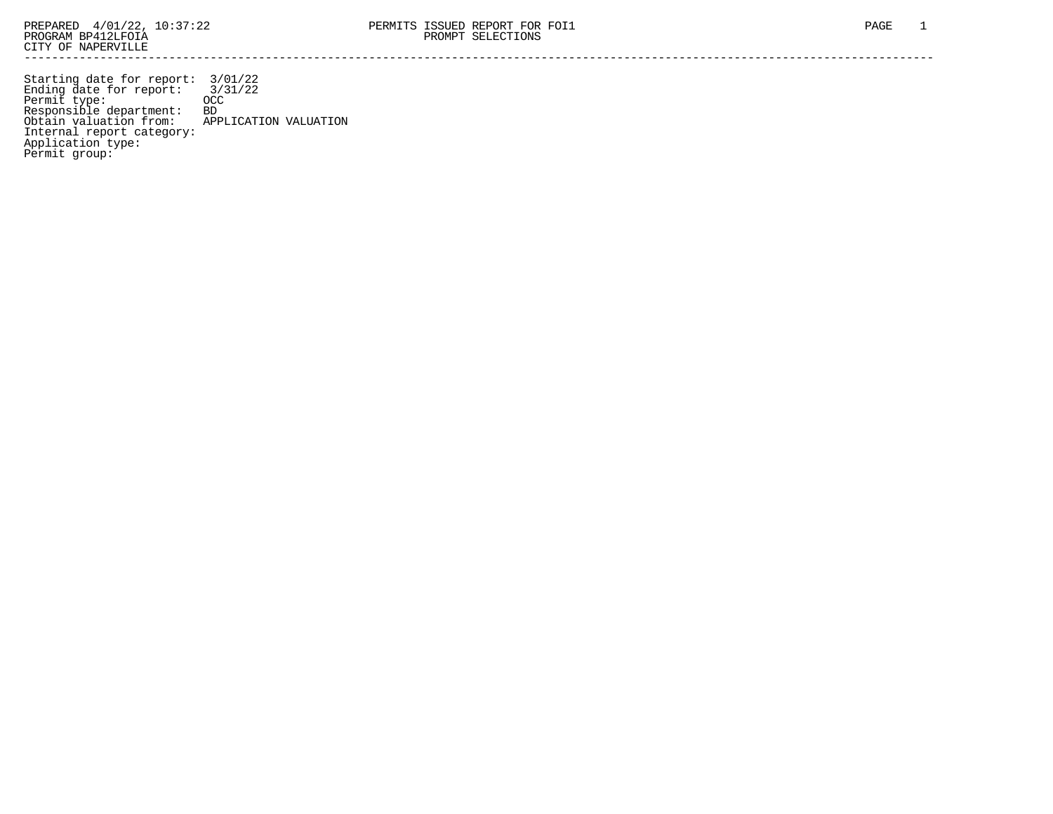PREPARED 4/01/22, 10:37:22
PROGRAM BP412LFOIA
CITY OF NAPERVILLE

PERMITS ISSUED REPORT FOR FOI1
PROMPT SELECTIONS

---

Starting date for report: 3/01/22
Ending date for report: 3/31/22
Permit type: OCC
Responsible department: BD
Obtain valuation from: APPLICATION VALUATION
Internal report category:
Application type:
Permit group: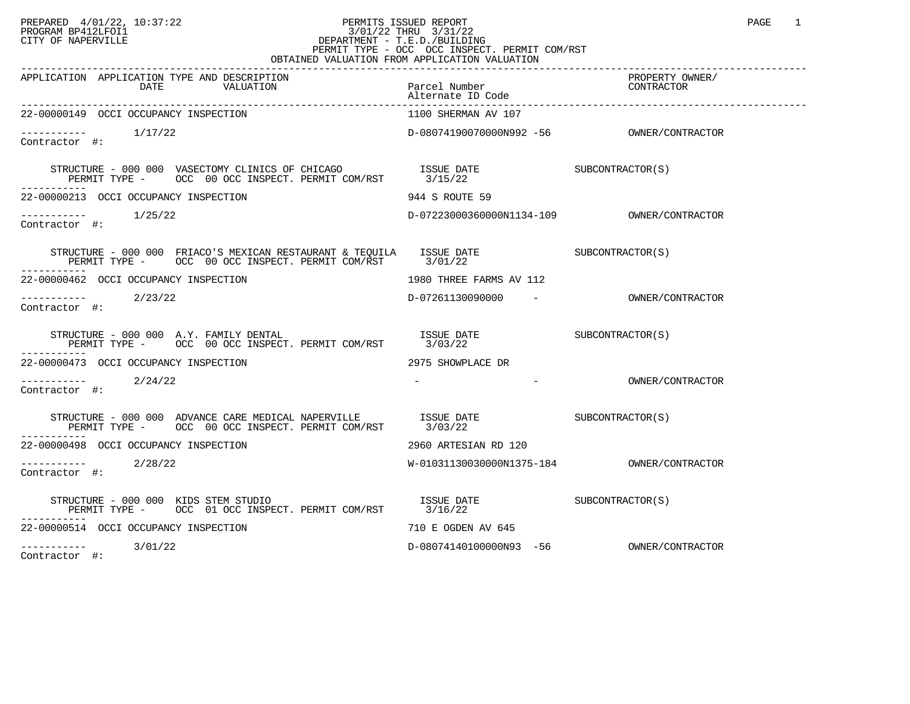PREPARED 4/01/22, 10:37:22 — PERMITS ISSUED REPORT
PROGRAM BP412LFOI1 — 3/01/22 THRU 3/31/22
CITY OF NAPERVILLE — DEPARTMENT - T.E.D./BUILDING
PERMIT TYPE - OCC OCC INSPECT. PERMIT COM/RST
OBTAINED VALUATION FROM APPLICATION VALUATION

| APPLICATION | APPLICATION TYPE AND DESCRIPTION / DATE / VALUATION | Parcel Number / Alternate ID Code | PROPERTY OWNER/ CONTRACTOR |
|---|---|---|---|
| 22-00000149 | OCCI OCCUPANCY INSPECTION | 1100 SHERMAN AV 107 | |
| ----------- | 1/17/22 | D-08074190070000N992 -56 | OWNER/CONTRACTOR |
| Contractor #: | | | |
| | STRUCTURE - 000 000 VASECTOMY CLINICS OF CHICAGO<br>PERMIT TYPE - OCC 00 OCC INSPECT. PERMIT COM/RST | ISSUE DATE 3/15/22 | SUBCONTRACTOR(S) |
| 22-00000213 | OCCI OCCUPANCY INSPECTION | 944 S ROUTE 59 | |
| ----------- | 1/25/22 | D-07223000360000N1134-109 | OWNER/CONTRACTOR |
| Contractor #: | | | |
| | STRUCTURE - 000 000 FRIACO'S MEXICAN RESTAURANT & TEQUILA<br>PERMIT TYPE - OCC 00 OCC INSPECT. PERMIT COM/RST | ISSUE DATE 3/01/22 | SUBCONTRACTOR(S) |
| 22-00000462 | OCCI OCCUPANCY INSPECTION | 1980 THREE FARMS AV 112 | |
| ----------- | 2/23/22 | D-07261130090000 - | OWNER/CONTRACTOR |
| Contractor #: | | | |
| | STRUCTURE - 000 000 A.Y. FAMILY DENTAL<br>PERMIT TYPE - OCC 00 OCC INSPECT. PERMIT COM/RST | ISSUE DATE 3/03/22 | SUBCONTRACTOR(S) |
| 22-00000473 | OCCI OCCUPANCY INSPECTION | 2975 SHOWPLACE DR | |
| ----------- | 2/24/22 | - - | OWNER/CONTRACTOR |
| Contractor #: | | | |
| | STRUCTURE - 000 000 ADVANCE CARE MEDICAL NAPERVILLE<br>PERMIT TYPE - OCC 00 OCC INSPECT. PERMIT COM/RST | ISSUE DATE 3/03/22 | SUBCONTRACTOR(S) |
| 22-00000498 | OCCI OCCUPANCY INSPECTION | 2960 ARTESIAN RD 120 | |
| ----------- | 2/28/22 | W-01031130030000N1375-184 | OWNER/CONTRACTOR |
| Contractor #: | | | |
| | STRUCTURE - 000 000 KIDS STEM STUDIO<br>PERMIT TYPE - OCC 01 OCC INSPECT. PERMIT COM/RST | ISSUE DATE 3/16/22 | SUBCONTRACTOR(S) |
| 22-00000514 | OCCI OCCUPANCY INSPECTION | 710 E OGDEN AV 645 | |
| ----------- | 3/01/22 | D-08074140100000N93 -56 | OWNER/CONTRACTOR |
| Contractor #: | | | |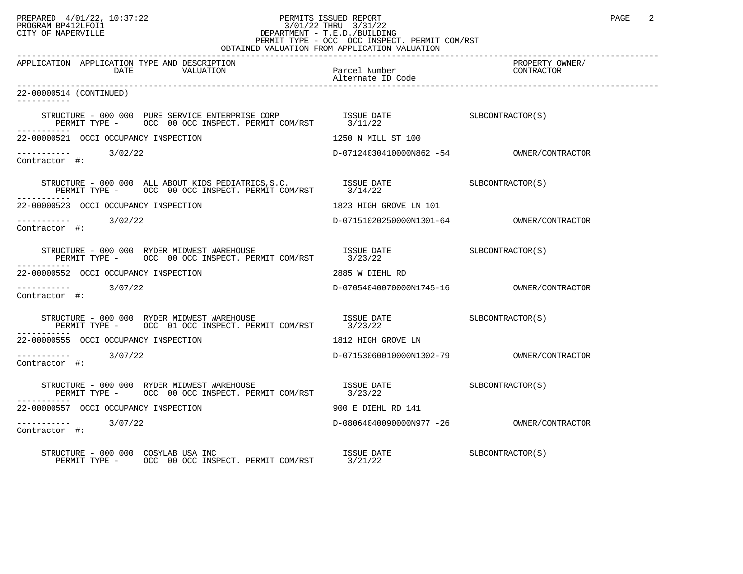PREPARED 4/01/22, 10:37:22
PROGRAM BP412LFOI1
CITY OF NAPERVILLE

PERMITS ISSUED REPORT
3/01/22 THRU 3/31/22
DEPARTMENT - T.E.D./BUILDING
PERMIT TYPE - OCC OCC INSPECT. PERMIT COM/RST
OBTAINED VALUATION FROM APPLICATION VALUATION

| APPLICATION | APPLICATION TYPE AND DESCRIPTION DATE / VALUATION | Parcel Number / Alternate ID Code | PROPERTY OWNER/ CONTRACTOR |
|---|---|---|---|
| 22-00000514 (CONTINUED) | | | |
| | STRUCTURE - 000 000 PURE SERVICE ENTERPRISE CORP / PERMIT TYPE - OCC 00 OCC INSPECT. PERMIT COM/RST | ISSUE DATE 3/11/22 | SUBCONTRACTOR(S) |
| 22-00000521 | OCCI OCCUPANCY INSPECTION | 1250 N MILL ST 100 | |
| | 3/02/22 | D-07124030410000N862 -54 | OWNER/CONTRACTOR |
| Contractor #: | | | |
| | STRUCTURE - 000 000 ALL ABOUT KIDS PEDIATRICS,S.C. / PERMIT TYPE - OCC 00 OCC INSPECT. PERMIT COM/RST | ISSUE DATE 3/14/22 | SUBCONTRACTOR(S) |
| 22-00000523 | OCCI OCCUPANCY INSPECTION | 1823 HIGH GROVE LN 101 | |
| | 3/02/22 | D-07151020250000N1301-64 | OWNER/CONTRACTOR |
| Contractor #: | | | |
| | STRUCTURE - 000 000 RYDER MIDWEST WAREHOUSE / PERMIT TYPE - OCC 00 OCC INSPECT. PERMIT COM/RST | ISSUE DATE 3/23/22 | SUBCONTRACTOR(S) |
| 22-00000552 | OCCI OCCUPANCY INSPECTION | 2885 W DIEHL RD | |
| | 3/07/22 | D-07054040070000N1745-16 | OWNER/CONTRACTOR |
| Contractor #: | | | |
| | STRUCTURE - 000 000 RYDER MIDWEST WAREHOUSE / PERMIT TYPE - OCC 01 OCC INSPECT. PERMIT COM/RST | ISSUE DATE 3/23/22 | SUBCONTRACTOR(S) |
| 22-00000555 | OCCI OCCUPANCY INSPECTION | 1812 HIGH GROVE LN | |
| | 3/07/22 | D-07153060010000N1302-79 | OWNER/CONTRACTOR |
| Contractor #: | | | |
| | STRUCTURE - 000 000 RYDER MIDWEST WAREHOUSE / PERMIT TYPE - OCC 00 OCC INSPECT. PERMIT COM/RST | ISSUE DATE 3/23/22 | SUBCONTRACTOR(S) |
| 22-00000557 | OCCI OCCUPANCY INSPECTION | 900 E DIEHL RD 141 | |
| | 3/07/22 | D-08064040090000N977 -26 | OWNER/CONTRACTOR |
| Contractor #: | | | |
| | STRUCTURE - 000 000 COSYLAB USA INC / PERMIT TYPE - OCC 00 OCC INSPECT. PERMIT COM/RST | ISSUE DATE 3/21/22 | SUBCONTRACTOR(S) |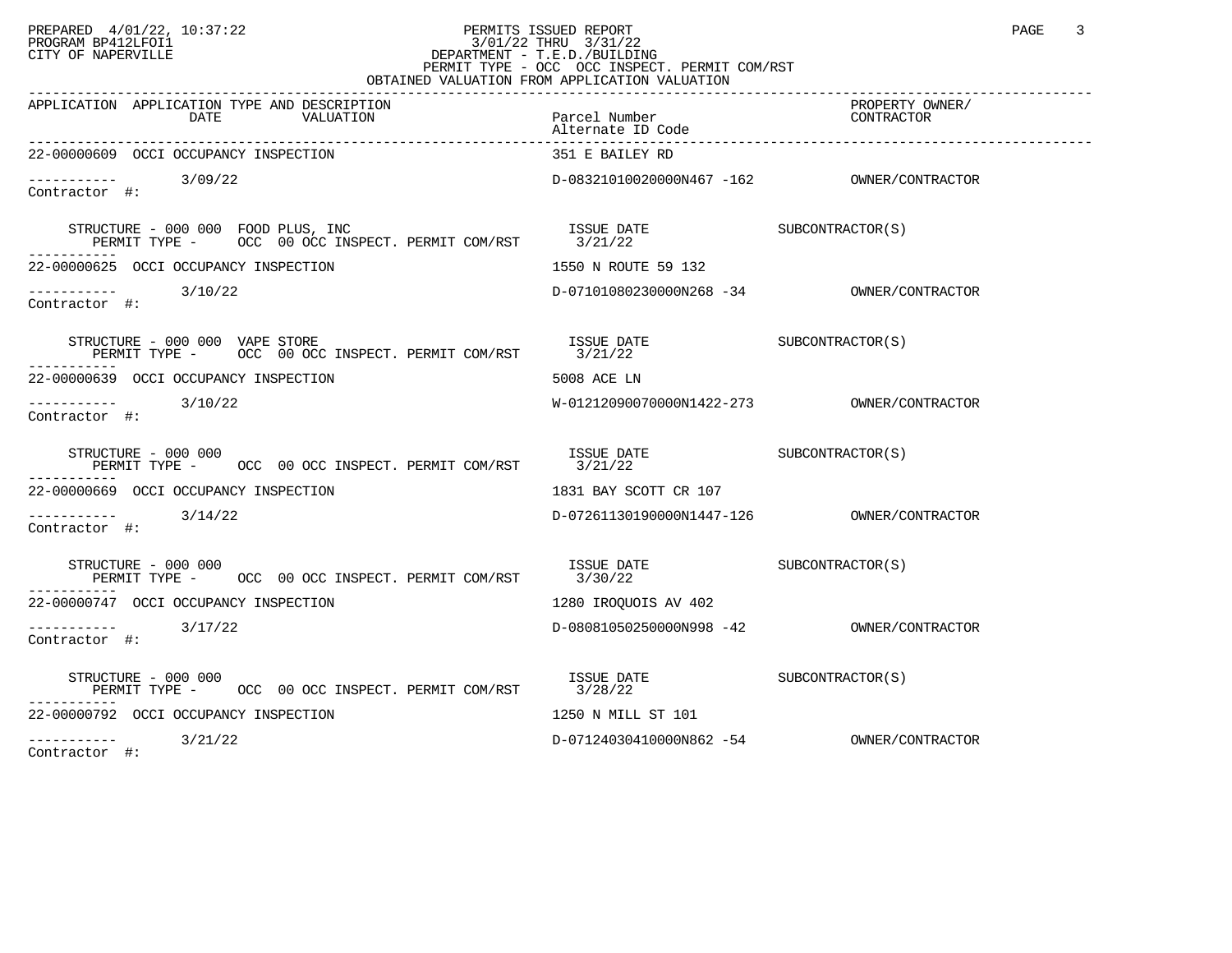PREPARED 4/01/22, 10:37:22 | PERMITS ISSUED REPORT | PAGE 3
PROGRAM BP412LFOI1 | 3/01/22 THRU 3/31/22
CITY OF NAPERVILLE | DEPARTMENT - T.E.D./BUILDING
PERMIT TYPE - OCC OCC INSPECT. PERMIT COM/RST
OBTAINED VALUATION FROM APPLICATION VALUATION

| APPLICATION | APPLICATION TYPE AND DESCRIPTION / DATE / VALUATION | Parcel Number / Alternate ID Code | PROPERTY OWNER/ CONTRACTOR |
|---|---|---|---|
| 22-00000609 | OCCI OCCUPANCY INSPECTION | 351 E BAILEY RD | |
| ----------- | 3/09/22 | D-08321010020000N467 -162 | OWNER/CONTRACTOR |
| Contractor #: | | | |
| | STRUCTURE - 000 000 FOOD PLUS, INC<br>PERMIT TYPE - OCC 00 OCC INSPECT. PERMIT COM/RST | ISSUE DATE 3/21/22 | SUBCONTRACTOR(S) |
| 22-00000625 | OCCI OCCUPANCY INSPECTION | 1550 N ROUTE 59 132 | |
| ----------- | 3/10/22 | D-07101080230000N268 -34 | OWNER/CONTRACTOR |
| Contractor #: | | | |
| | STRUCTURE - 000 000 VAPE STORE<br>PERMIT TYPE - OCC 00 OCC INSPECT. PERMIT COM/RST | ISSUE DATE 3/21/22 | SUBCONTRACTOR(S) |
| 22-00000639 | OCCI OCCUPANCY INSPECTION | 5008 ACE LN | |
| ----------- | 3/10/22 | W-01212090070000N1422-273 | OWNER/CONTRACTOR |
| Contractor #: | | | |
| | STRUCTURE - 000 000<br>PERMIT TYPE - OCC 00 OCC INSPECT. PERMIT COM/RST | ISSUE DATE 3/21/22 | SUBCONTRACTOR(S) |
| 22-00000669 | OCCI OCCUPANCY INSPECTION | 1831 BAY SCOTT CR 107 | |
| ----------- | 3/14/22 | D-07261130190000N1447-126 | OWNER/CONTRACTOR |
| Contractor #: | | | |
| | STRUCTURE - 000 000<br>PERMIT TYPE - OCC 00 OCC INSPECT. PERMIT COM/RST | ISSUE DATE 3/30/22 | SUBCONTRACTOR(S) |
| 22-00000747 | OCCI OCCUPANCY INSPECTION | 1280 IROQUOIS AV 402 | |
| ----------- | 3/17/22 | D-08081050250000N998 -42 | OWNER/CONTRACTOR |
| Contractor #: | | | |
| | STRUCTURE - 000 000<br>PERMIT TYPE - OCC 00 OCC INSPECT. PERMIT COM/RST | ISSUE DATE 3/28/22 | SUBCONTRACTOR(S) |
| 22-00000792 | OCCI OCCUPANCY INSPECTION | 1250 N MILL ST 101 | |
| ----------- | 3/21/22 | D-07124030410000N862 -54 | OWNER/CONTRACTOR |
| Contractor #: | | | |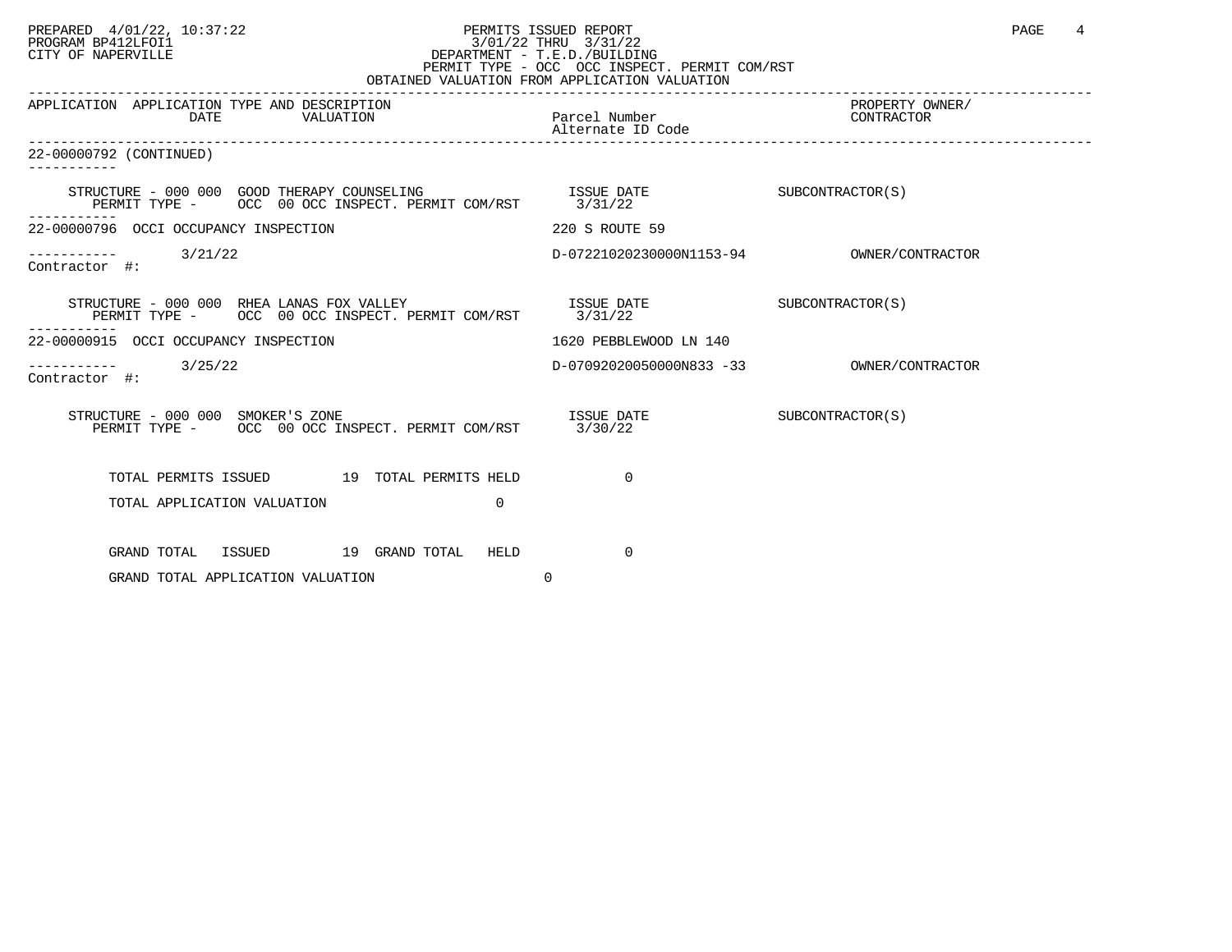PREPARED 4/01/22, 10:37:22
PROGRAM BP412LFOI1
CITY OF NAPERVILLE

PERMITS ISSUED REPORT
3/01/22 THRU 3/31/22
DEPARTMENT - T.E.D./BUILDING
PERMIT TYPE - OCC OCC INSPECT. PERMIT COM/RST
OBTAINED VALUATION FROM APPLICATION VALUATION

| APPLICATION | APPLICATION TYPE AND DESCRIPTION / DATE / VALUATION | Parcel Number / Alternate ID Code | PROPERTY OWNER/ CONTRACTOR |
|---|---|---|---|
| 22-00000792 (CONTINUED) | | | |
| | STRUCTURE - 000 000 GOOD THERAPY COUNSELING<br>PERMIT TYPE - OCC 00 OCC INSPECT. PERMIT COM/RST | ISSUE DATE 3/31/22 | SUBCONTRACTOR(S) |
| 22-00000796 | OCCI OCCUPANCY INSPECTION<br>3/21/22 | 220 S ROUTE 59<br>D-07221020230000N1153-94 | OWNER/CONTRACTOR |
| Contractor #: | | | |
| | STRUCTURE - 000 000 RHEA LANAS FOX VALLEY<br>PERMIT TYPE - OCC 00 OCC INSPECT. PERMIT COM/RST | ISSUE DATE 3/31/22 | SUBCONTRACTOR(S) |
| 22-00000915 | OCCI OCCUPANCY INSPECTION<br>3/25/22 | 1620 PEBBLEWOOD LN 140<br>D-07092020050000N833 -33 | OWNER/CONTRACTOR |
| Contractor #: | | | |
| | STRUCTURE - 000 000 SMOKER'S ZONE<br>PERMIT TYPE - OCC 00 OCC INSPECT. PERMIT COM/RST | ISSUE DATE 3/30/22 | SUBCONTRACTOR(S) |

TOTAL PERMITS ISSUED 19 TOTAL PERMITS HELD 0

TOTAL APPLICATION VALUATION 0

GRAND TOTAL ISSUED 19 GRAND TOTAL HELD 0

GRAND TOTAL APPLICATION VALUATION 0